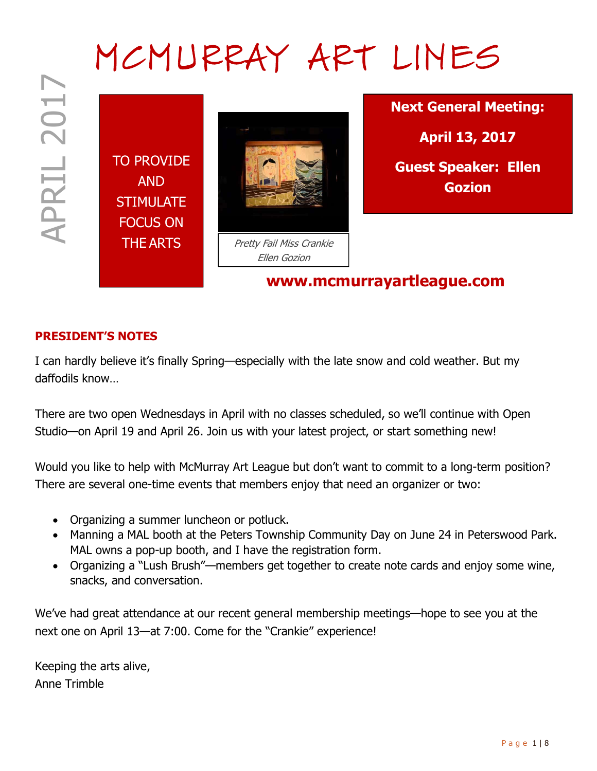# MCMURRAY ART LINES

APRIL 2017

TO PROVIDE AND STIMULATE FOCUS ON THE ARTS

*Pretty Fail Miss Crankie*
*Ellen Gozion*

**Next General Meeting:**

**April 13, 2017**

**Guest Speaker: Ellen Gozion**

**www.mcmurrayartleague.com**

## PRESIDENT'S NOTES

I can hardly believe it's finally Spring—especially with the late snow and cold weather. But my daffodils know…

There are two open Wednesdays in April with no classes scheduled, so we'll continue with Open Studio—on April 19 and April 26. Join us with your latest project, or start something new!

Would you like to help with McMurray Art League but don't want to commit to a long-term position? There are several one-time events that members enjoy that need an organizer or two:

- Organizing a summer luncheon or potluck.
- Manning a MAL booth at the Peters Township Community Day on June 24 in Peterswood Park. MAL owns a pop-up booth, and I have the registration form.
- Organizing a "Lush Brush"—members get together to create note cards and enjoy some wine, snacks, and conversation.

We've had great attendance at our recent general membership meetings—hope to see you at the next one on April 13—at 7:00. Come for the "Crankie" experience!

Keeping the arts alive,
Anne Trimble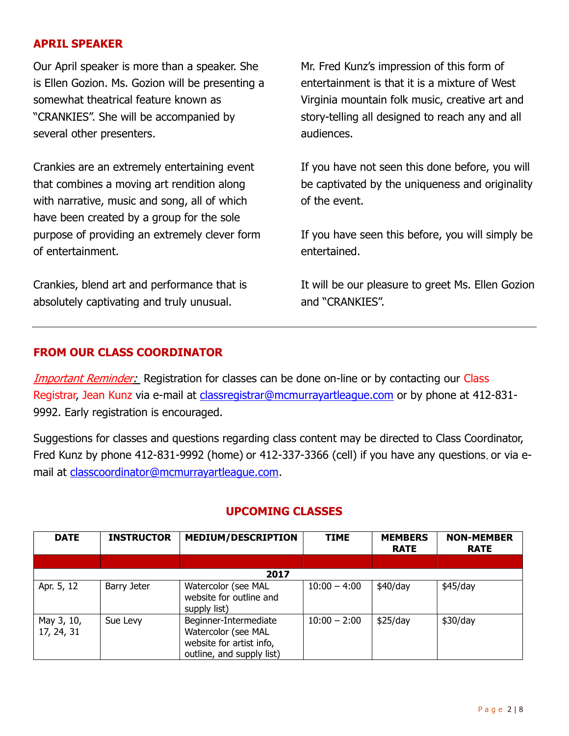## APRIL SPEAKER

Our April speaker is more than a speaker. She is Ellen Gozion. Ms. Gozion will be presenting a somewhat theatrical feature known as "CRANKIES". She will be accompanied by several other presenters.

Crankies are an extremely entertaining event that combines a moving art rendition along with narrative, music and song, all of which have been created by a group for the sole purpose of providing an extremely clever form of entertainment.

Crankies, blend art and performance that is absolutely captivating and truly unusual.

Mr. Fred Kunz's impression of this form of entertainment is that it is a mixture of West Virginia mountain folk music, creative art and story-telling all designed to reach any and all audiences.

If you have not seen this done before, you will be captivated by the uniqueness and originality of the event.

If you have seen this before, you will simply be entertained.

It will be our pleasure to greet Ms. Ellen Gozion and "CRANKIES".

---

## FROM OUR CLASS COORDINATOR

*Important Reminder:* Registration for classes can be done on-line or by contacting our Class Registrar, Jean Kunz via e-mail at classregistrar@mcmurrayartleague.com or by phone at 412-831-9992. Early registration is encouraged.

Suggestions for classes and questions regarding class content may be directed to Class Coordinator, Fred Kunz by phone 412-831-9992 (home) or 412-337-3366 (cell) if you have any questions, or via e-mail at classcoordinator@mcmurrayartleague.com.

## UPCOMING CLASSES

| DATE | INSTRUCTOR | MEDIUM/DESCRIPTION | TIME | MEMBERS RATE | NON-MEMBER RATE |
|---|---|---|---|---|---|
| | | | | | |
| **2017** | | | | | |
| Apr. 5, 12 | Barry Jeter | Watercolor (see MAL website for outline and supply list) | 10:00 – 4:00 | $40/day | $45/day |
| May 3, 10, 17, 24, 31 | Sue Levy | Beginner-Intermediate Watercolor (see MAL website for artist info, outline, and supply list) | 10:00 – 2:00 | $25/day | $30/day |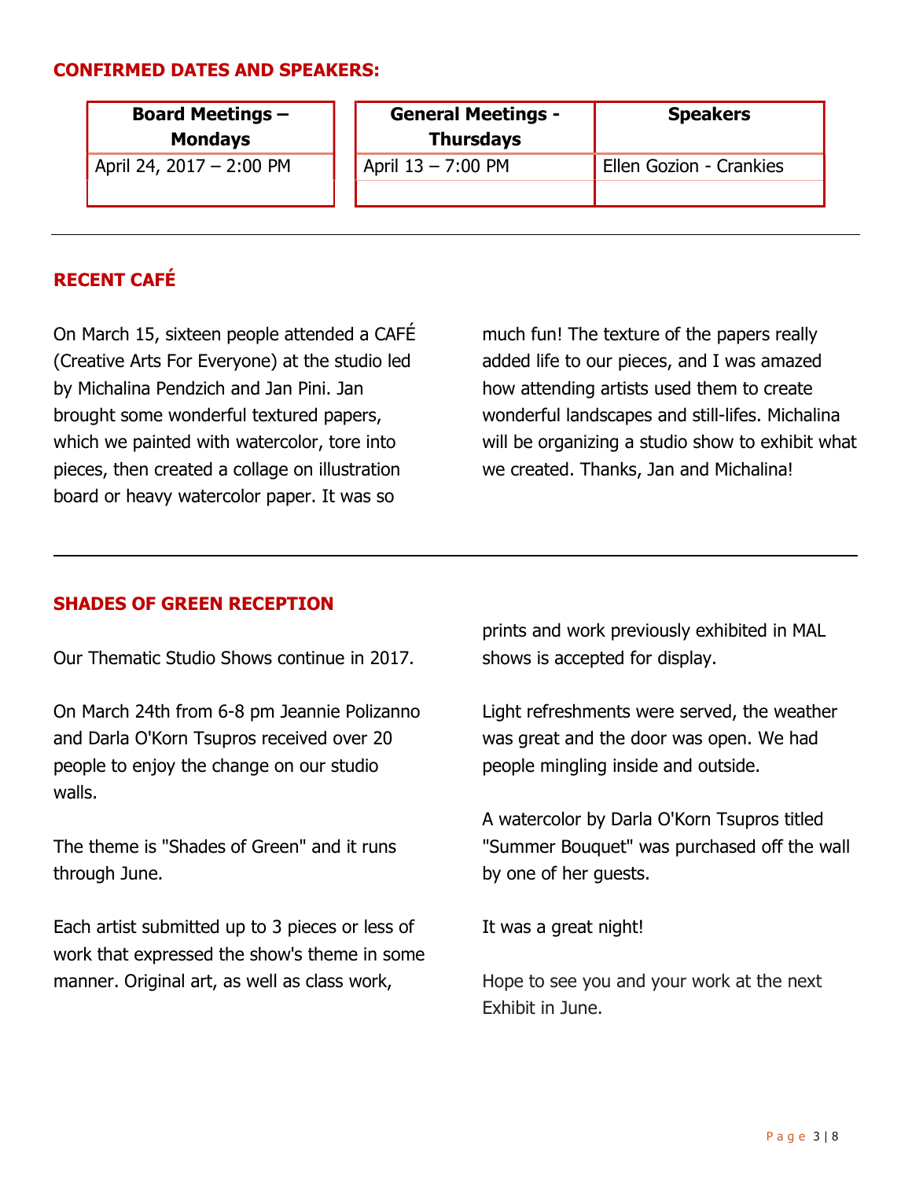## CONFIRMED DATES AND SPEAKERS:

| Board Meetings – Mondays |
|---|
| April 24, 2017 – 2:00 PM |
| |

| General Meetings - Thursdays | Speakers |
|---|---|
| April 13 – 7:00 PM | Ellen Gozion - Crankies |
| | |

---

## RECENT CAFÉ

On March 15, sixteen people attended a CAFÉ (Creative Arts For Everyone) at the studio led by Michalina Pendzich and Jan Pini. Jan brought some wonderful textured papers, which we painted with watercolor, tore into pieces, then created a collage on illustration board or heavy watercolor paper. It was so much fun! The texture of the papers really added life to our pieces, and I was amazed how attending artists used them to create wonderful landscapes and still-lifes. Michalina will be organizing a studio show to exhibit what we created. Thanks, Jan and Michalina!

---

## SHADES OF GREEN RECEPTION

Our Thematic Studio Shows continue in 2017.

On March 24th from 6-8 pm Jeannie Polizanno and Darla O'Korn Tsupros received over 20 people to enjoy the change on our studio walls.

The theme is "Shades of Green" and it runs through June.

Each artist submitted up to 3 pieces or less of work that expressed the show's theme in some manner. Original art, as well as class work, prints and work previously exhibited in MAL shows is accepted for display.

Light refreshments were served, the weather was great and the door was open. We had people mingling inside and outside.

A watercolor by Darla O'Korn Tsupros titled "Summer Bouquet" was purchased off the wall by one of her guests.

It was a great night!

Hope to see you and your work at the next Exhibit in June.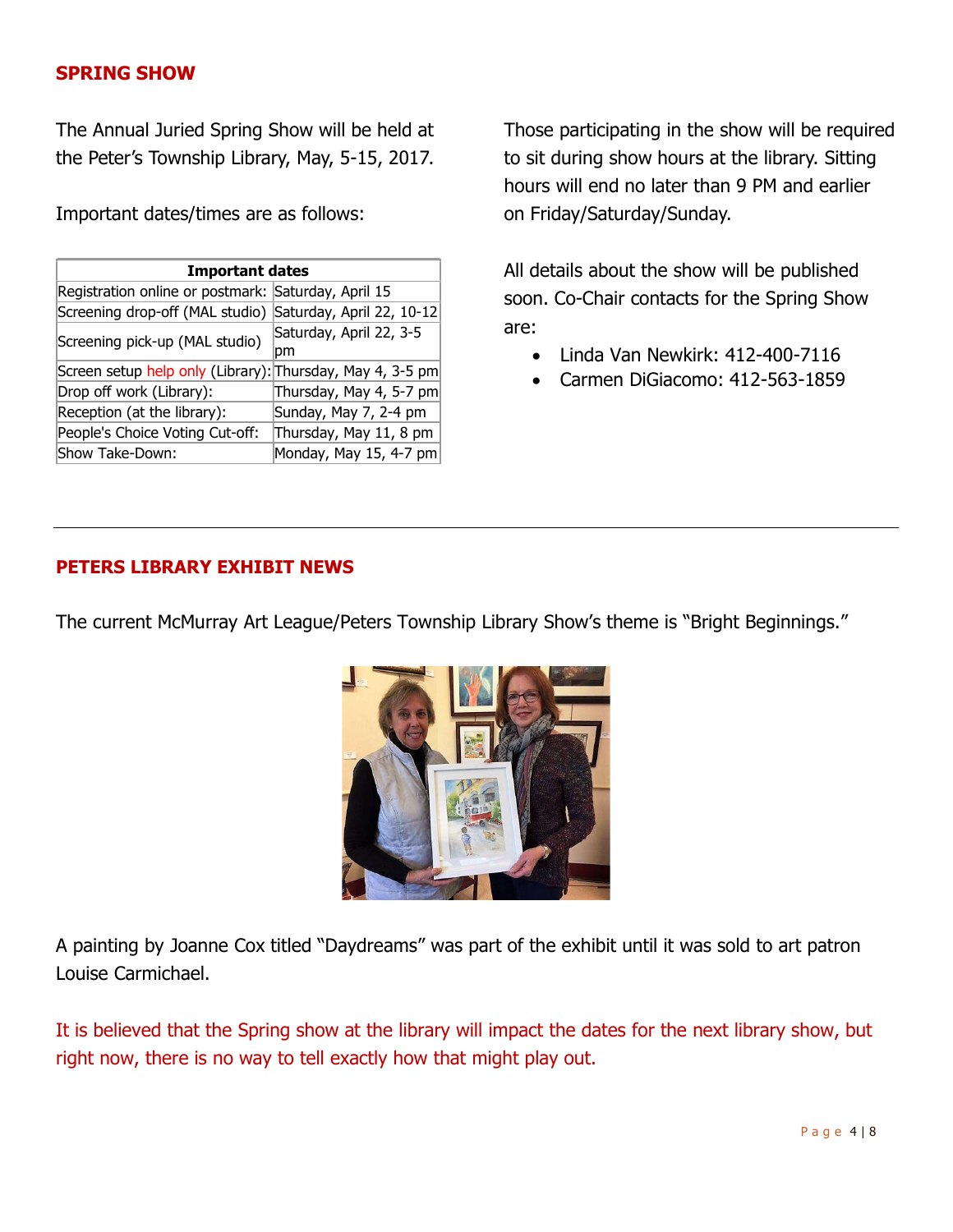## SPRING SHOW

The Annual Juried Spring Show will be held at the Peter's Township Library, May, 5-15, 2017.

Important dates/times are as follows:

| Important dates | |
|---|---|
| Registration online or postmark: | Saturday, April 15 |
| Screening drop-off (MAL studio) | Saturday, April 22, 10-12 |
| Screening pick-up (MAL studio) | Saturday, April 22, 3-5 pm |
| Screen setup help only (Library): | Thursday, May 4, 3-5 pm |
| Drop off work (Library): | Thursday, May 4, 5-7 pm |
| Reception (at the library): | Sunday, May 7, 2-4 pm |
| People's Choice Voting Cut-off: | Thursday, May 11, 8 pm |
| Show Take-Down: | Monday, May 15, 4-7 pm |

Those participating in the show will be required to sit during show hours at the library. Sitting hours will end no later than 9 PM and earlier on Friday/Saturday/Sunday.

All details about the show will be published soon. Co-Chair contacts for the Spring Show are:

- Linda Van Newkirk: 412-400-7116
- Carmen DiGiacomo: 412-563-1859

---

## PETERS LIBRARY EXHIBIT NEWS

The current McMurray Art League/Peters Township Library Show's theme is "Bright Beginnings."

A painting by Joanne Cox titled "Daydreams" was part of the exhibit until it was sold to art patron Louise Carmichael.

It is believed that the Spring show at the library will impact the dates for the next library show, but right now, there is no way to tell exactly how that might play out.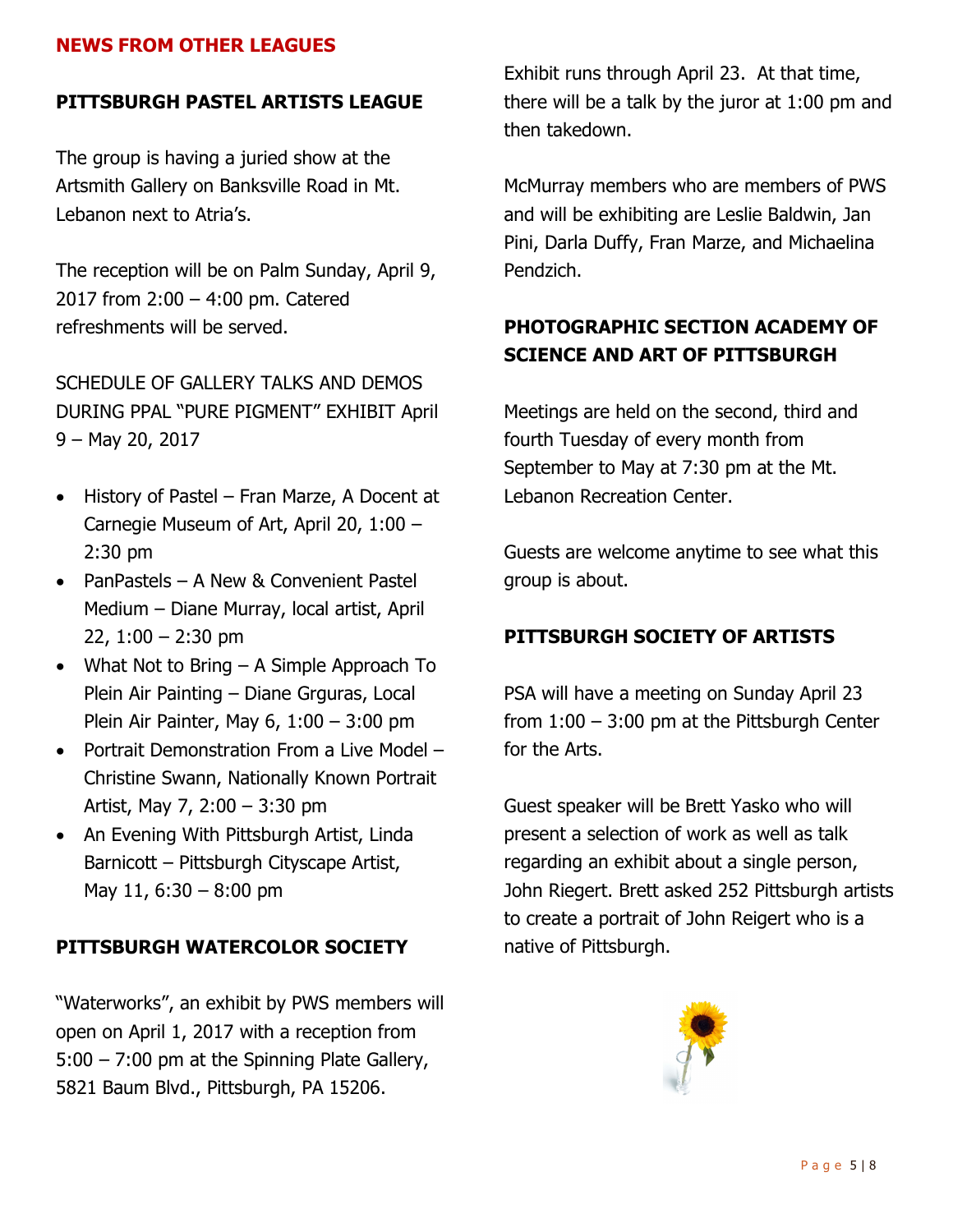## NEWS FROM OTHER LEAGUES

### PITTSBURGH PASTEL ARTISTS LEAGUE

The group is having a juried show at the Artsmith Gallery on Banksville Road in Mt. Lebanon next to Atria's.

The reception will be on Palm Sunday, April 9, 2017 from 2:00 – 4:00 pm. Catered refreshments will be served.

SCHEDULE OF GALLERY TALKS AND DEMOS DURING PPAL "PURE PIGMENT" EXHIBIT April 9 – May 20, 2017

- History of Pastel – Fran Marze, A Docent at Carnegie Museum of Art, April 20, 1:00 – 2:30 pm
- PanPastels – A New & Convenient Pastel Medium – Diane Murray, local artist, April 22, 1:00 – 2:30 pm
- What Not to Bring – A Simple Approach To Plein Air Painting – Diane Grguras, Local Plein Air Painter, May 6, 1:00 – 3:00 pm
- Portrait Demonstration From a Live Model – Christine Swann, Nationally Known Portrait Artist, May 7, 2:00 – 3:30 pm
- An Evening With Pittsburgh Artist, Linda Barnicott – Pittsburgh Cityscape Artist, May 11, 6:30 – 8:00 pm

### PITTSBURGH WATERCOLOR SOCIETY

"Waterworks", an exhibit by PWS members will open on April 1, 2017 with a reception from 5:00 – 7:00 pm at the Spinning Plate Gallery, 5821 Baum Blvd., Pittsburgh, PA 15206.

Exhibit runs through April 23. At that time, there will be a talk by the juror at 1:00 pm and then takedown.

McMurray members who are members of PWS and will be exhibiting are Leslie Baldwin, Jan Pini, Darla Duffy, Fran Marze, and Michaelina Pendzich.

### PHOTOGRAPHIC SECTION ACADEMY OF SCIENCE AND ART OF PITTSBURGH

Meetings are held on the second, third and fourth Tuesday of every month from September to May at 7:30 pm at the Mt. Lebanon Recreation Center.

Guests are welcome anytime to see what this group is about.

### PITTSBURGH SOCIETY OF ARTISTS

PSA will have a meeting on Sunday April 23 from 1:00 – 3:00 pm at the Pittsburgh Center for the Arts.

Guest speaker will be Brett Yasko who will present a selection of work as well as talk regarding an exhibit about a single person, John Riegert. Brett asked 252 Pittsburgh artists to create a portrait of John Reigert who is a native of Pittsburgh.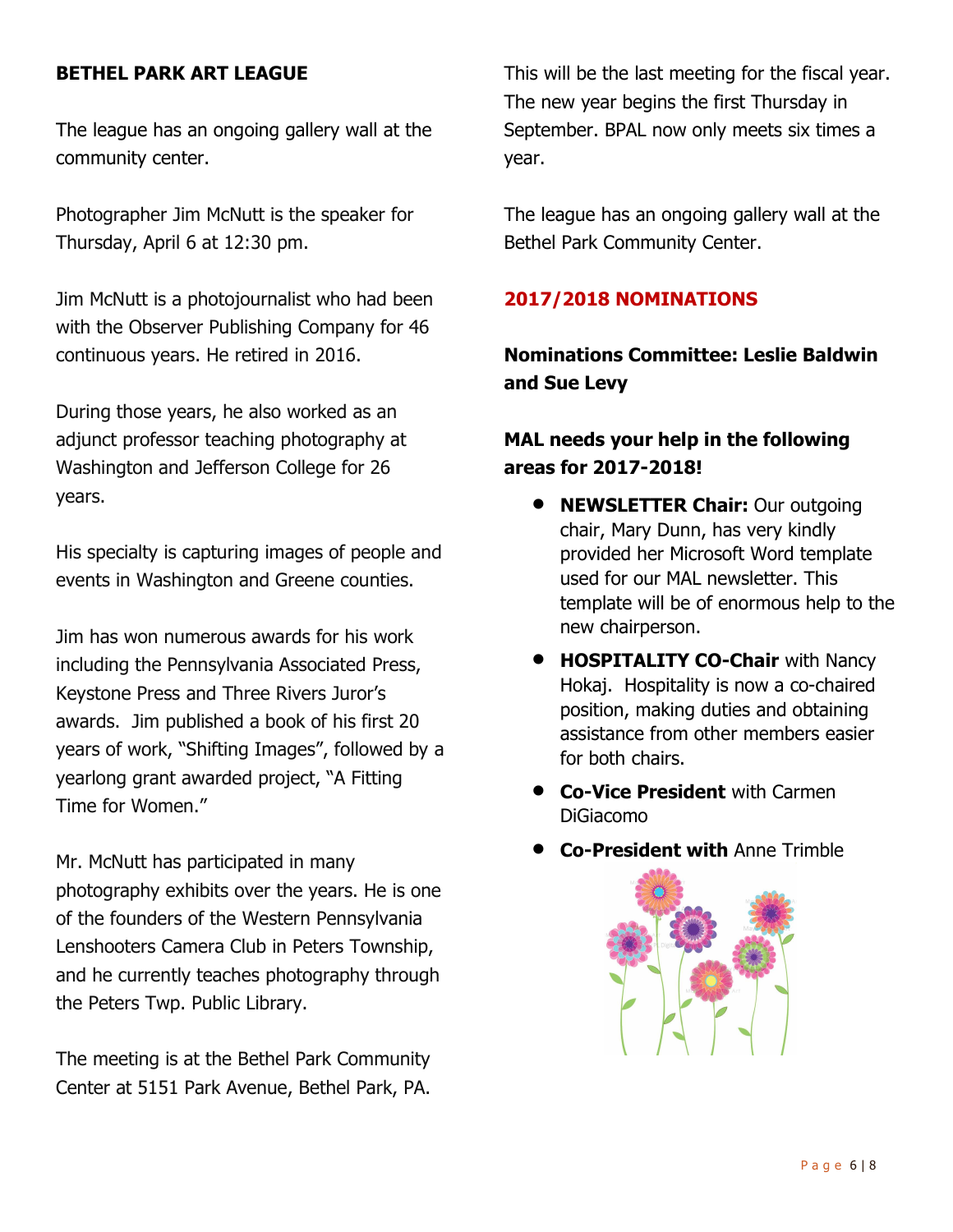**BETHEL PARK ART LEAGUE**

The league has an ongoing gallery wall at the community center.

Photographer Jim McNutt is the speaker for Thursday, April 6 at 12:30 pm.

Jim McNutt is a photojournalist who had been with the Observer Publishing Company for 46 continuous years. He retired in 2016.

During those years, he also worked as an adjunct professor teaching photography at Washington and Jefferson College for 26 years.

His specialty is capturing images of people and events in Washington and Greene counties.

Jim has won numerous awards for his work including the Pennsylvania Associated Press, Keystone Press and Three Rivers Juror's awards. Jim published a book of his first 20 years of work, "Shifting Images", followed by a yearlong grant awarded project, "A Fitting Time for Women."

Mr. McNutt has participated in many photography exhibits over the years. He is one of the founders of the Western Pennsylvania Lenshooters Camera Club in Peters Township, and he currently teaches photography through the Peters Twp. Public Library.

The meeting is at the Bethel Park Community Center at 5151 Park Avenue, Bethel Park, PA.

This will be the last meeting for the fiscal year. The new year begins the first Thursday in September. BPAL now only meets six times a year.

The league has an ongoing gallery wall at the Bethel Park Community Center.

## 2017/2018 NOMINATIONS

**Nominations Committee: Leslie Baldwin and Sue Levy**

**MAL needs your help in the following areas for 2017-2018!**

- **NEWSLETTER Chair:** Our outgoing chair, Mary Dunn, has very kindly provided her Microsoft Word template used for our MAL newsletter. This template will be of enormous help to the new chairperson.
- **HOSPITALITY CO-Chair** with Nancy Hokaj. Hospitality is now a co-chaired position, making duties and obtaining assistance from other members easier for both chairs.
- **Co-Vice President** with Carmen DiGiacomo
- **Co-President with** Anne Trimble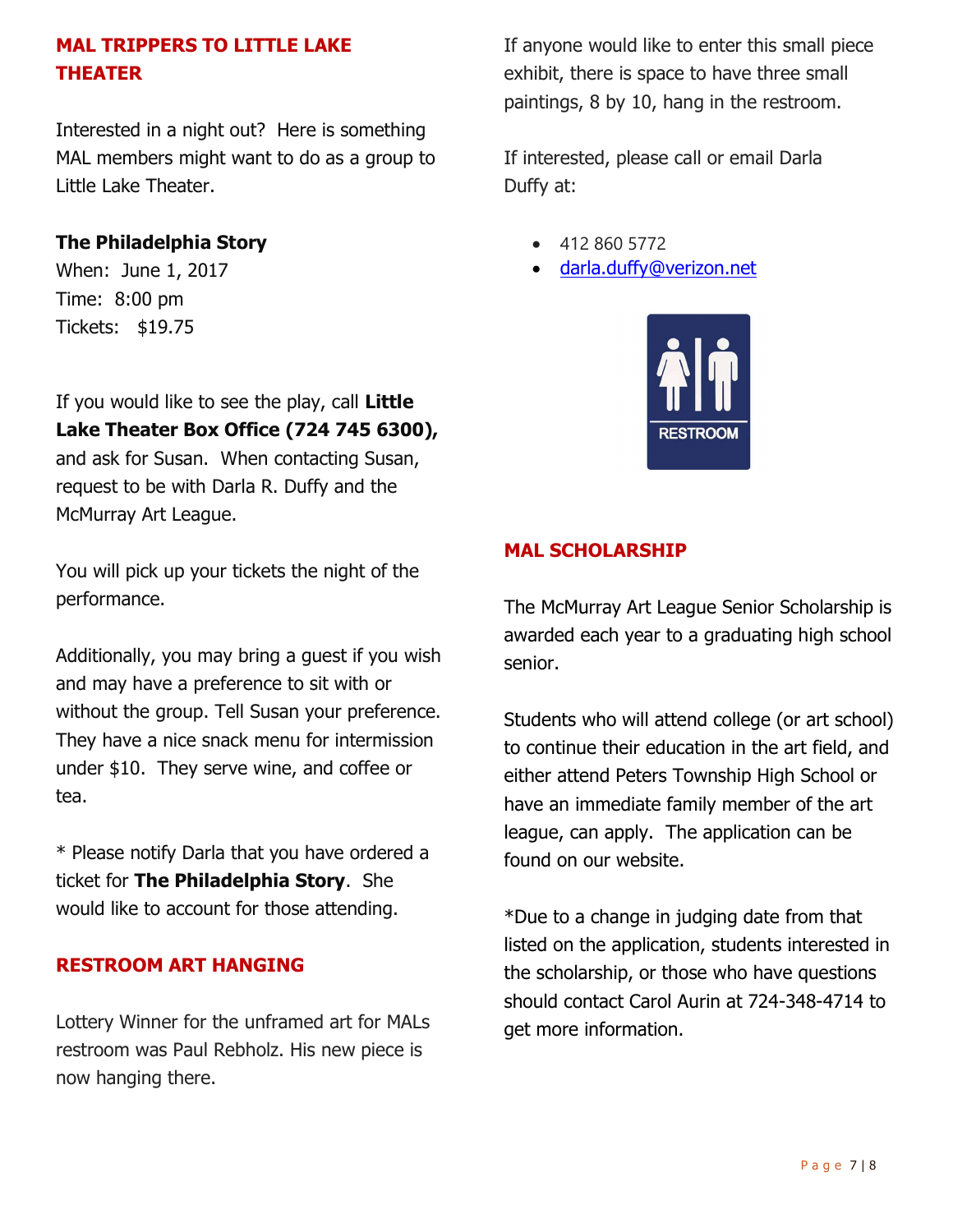## MAL TRIPPERS TO LITTLE LAKE THEATER

Interested in a night out? Here is something MAL members might want to do as a group to Little Lake Theater.

**The Philadelphia Story**
When: June 1, 2017
Time: 8:00 pm
Tickets: $19.75

If you would like to see the play, call **Little Lake Theater Box Office (724 745 6300),** and ask for Susan. When contacting Susan, request to be with Darla R. Duffy and the McMurray Art League.

You will pick up your tickets the night of the performance.

Additionally, you may bring a guest if you wish and may have a preference to sit with or without the group. Tell Susan your preference. They have a nice snack menu for intermission under $10. They serve wine, and coffee or tea.

* Please notify Darla that you have ordered a ticket for **The Philadelphia Story**. She would like to account for those attending.

## RESTROOM ART HANGING

Lottery Winner for the unframed art for MALs restroom was Paul Rebholz. His new piece is now hanging there.

If anyone would like to enter this small piece exhibit, there is space to have three small paintings, 8 by 10, hang in the restroom.

If interested, please call or email Darla Duffy at:

- 412 860 5772
- darla.duffy@verizon.net

## MAL SCHOLARSHIP

The McMurray Art League Senior Scholarship is awarded each year to a graduating high school senior.

Students who will attend college (or art school) to continue their education in the art field, and either attend Peters Township High School or have an immediate family member of the art league, can apply. The application can be found on our website.

*Due to a change in judging date from that listed on the application, students interested in the scholarship, or those who have questions should contact Carol Aurin at 724-348-4714 to get more information.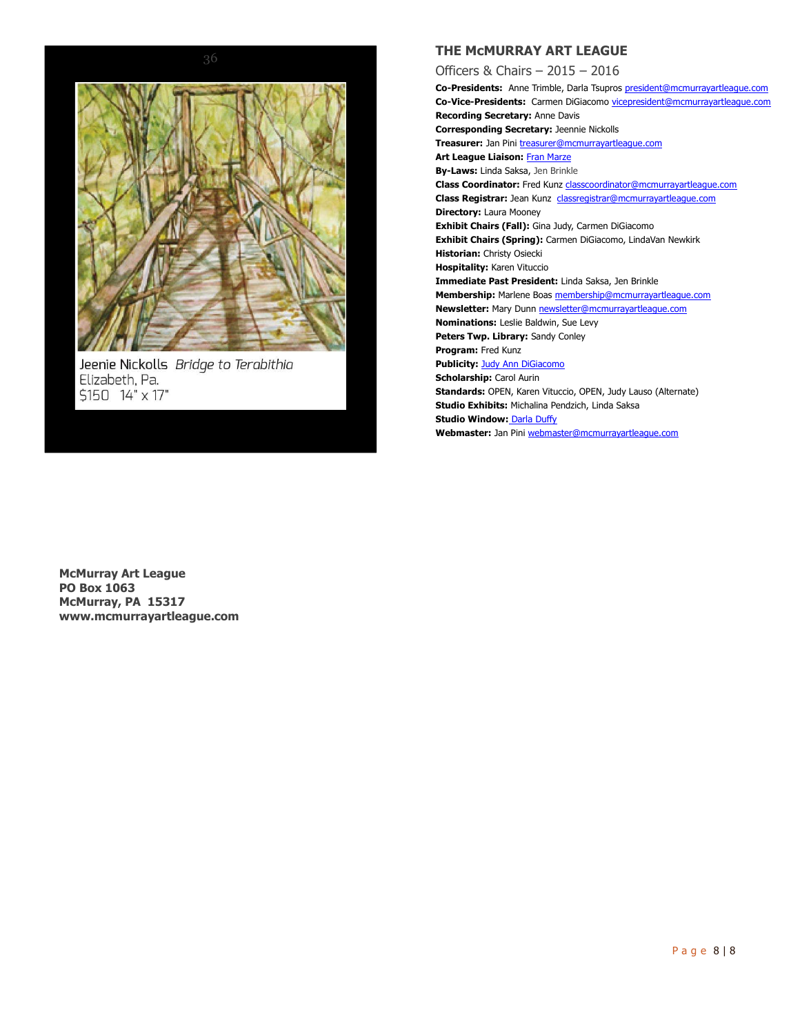Jeenie Nickolls *Bridge to Terabithia*
Elizabeth, Pa.
$150 14" x 17"

## THE McMURRAY ART LEAGUE

### Officers & Chairs – 2015 – 2016

**Co-Presidents:** Anne Trimble, Darla Tsupros president@mcmurrayartleague.com
**Co-Vice-Presidents:** Carmen DiGiacomo vicepresident@mcmurrayartleague.com
**Recording Secretary:** Anne Davis
**Corresponding Secretary:** Jeennie Nickolls
**Treasurer:** Jan Pini treasurer@mcmurrayartleague.com
**Art League Liaison:** Fran Marze
**By-Laws:** Linda Saksa, Jen Brinkle
**Class Coordinator:** Fred Kunz classcoordinator@mcmurrayartleague.com
**Class Registrar:** Jean Kunz classregistrar@mcmurrayartleague.com
**Directory:** Laura Mooney
**Exhibit Chairs (Fall):** Gina Judy, Carmen DiGiacomo
**Exhibit Chairs (Spring):** Carmen DiGiacomo, LindaVan Newkirk
**Historian:** Christy Osiecki
**Hospitality:** Karen Vituccio
**Immediate Past President:** Linda Saksa, Jen Brinkle
**Membership:** Marlene Boas membership@mcmurrayartleague.com
**Newsletter:** Mary Dunn newsletter@mcmurrayartleague.com
**Nominations:** Leslie Baldwin, Sue Levy
**Peters Twp. Library:** Sandy Conley
**Program:** Fred Kunz
**Publicity:** Judy Ann DiGiacomo
**Scholarship:** Carol Aurin
**Standards:** OPEN, Karen Vituccio, OPEN, Judy Lauso (Alternate)
**Studio Exhibits:** Michalina Pendzich, Linda Saksa
**Studio Window:** Darla Duffy
**Webmaster:** Jan Pini webmaster@mcmurrayartleague.com

**McMurray Art League**
**PO Box 1063**
**McMurray, PA 15317**
**www.mcmurrayartleague.com**